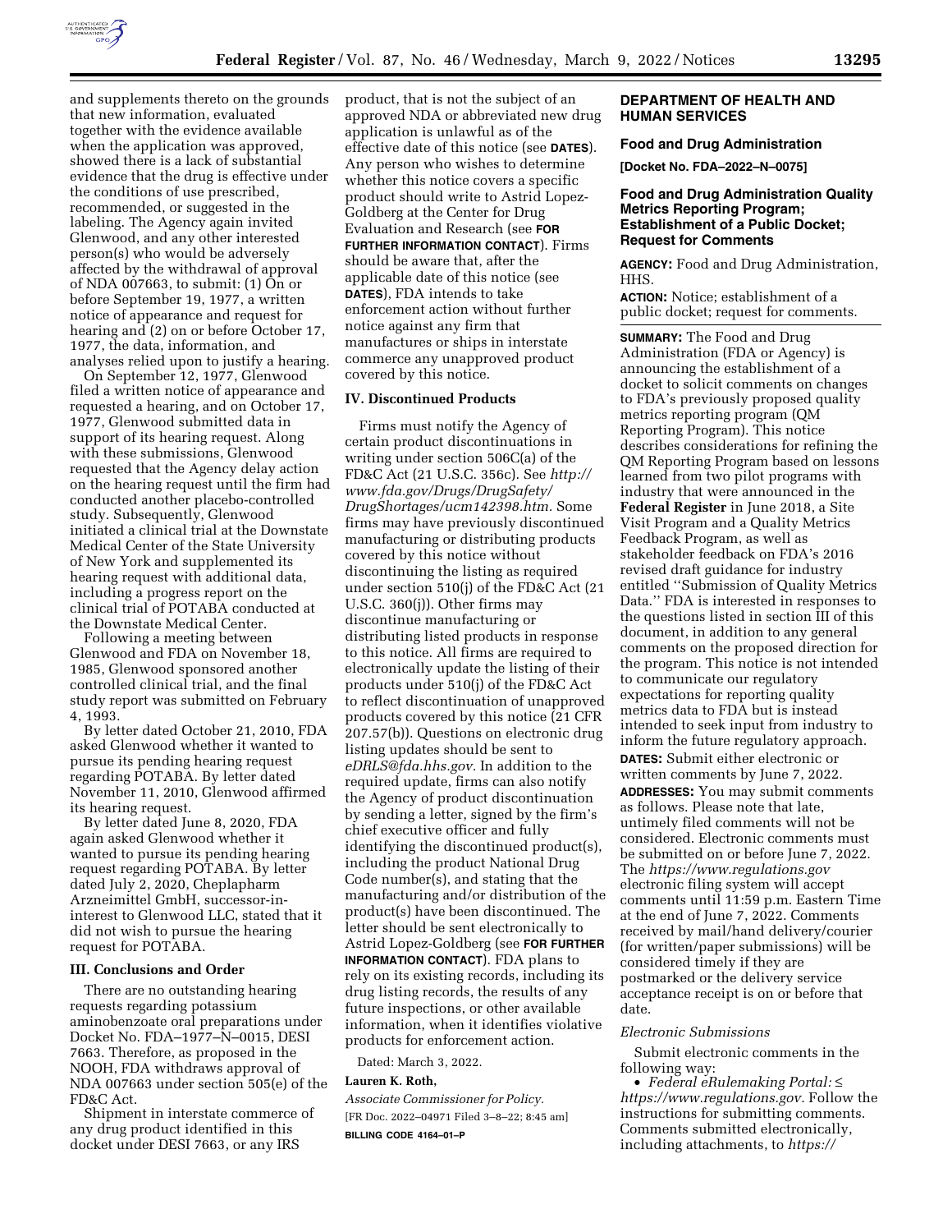and supplements thereto on the grounds that new information, evaluated together with the evidence available when the application was approved, showed there is a lack of substantial evidence that the drug is effective under the conditions of use prescribed, recommended, or suggested in the labeling. The Agency again invited Glenwood, and any other interested person(s) who would be adversely affected by the withdrawal of approval of NDA 007663, to submit: (1) On or before September 19, 1977, a written notice of appearance and request for hearing and (2) on or before October 17, 1977, the data, information, and analyses relied upon to justify a hearing.

On September 12, 1977, Glenwood filed a written notice of appearance and requested a hearing, and on October 17, 1977, Glenwood submitted data in support of its hearing request. Along with these submissions, Glenwood requested that the Agency delay action on the hearing request until the firm had conducted another placebo-controlled study. Subsequently, Glenwood initiated a clinical trial at the Downstate Medical Center of the State University of New York and supplemented its hearing request with additional data, including a progress report on the clinical trial of POTABA conducted at the Downstate Medical Center.

Following a meeting between Glenwood and FDA on November 18, 1985, Glenwood sponsored another controlled clinical trial, and the final study report was submitted on February 4, 1993.

By letter dated October 21, 2010, FDA asked Glenwood whether it wanted to pursue its pending hearing request regarding POTABA. By letter dated November 11, 2010, Glenwood affirmed its hearing request.

By letter dated June 8, 2020, FDA again asked Glenwood whether it wanted to pursue its pending hearing request regarding POTABA. By letter dated July 2, 2020, Cheplapharm Arzneimittel GmbH, successor-in-interest to Glenwood LLC, stated that it did not wish to pursue the hearing request for POTABA.

### III. Conclusions and Order

There are no outstanding hearing requests regarding potassium aminobenzoate oral preparations under Docket No. FDA–1977–N–0015, DESI 7663. Therefore, as proposed in the NOOH, FDA withdraws approval of NDA 007663 under section 505(e) of the FD&C Act.

Shipment in interstate commerce of any drug product identified in this docket under DESI 7663, or any IRS product, that is not the subject of an approved NDA or abbreviated new drug application is unlawful as of the effective date of this notice (see **DATES**). Any person who wishes to determine whether this notice covers a specific product should write to Astrid Lopez-Goldberg at the Center for Drug Evaluation and Research (see **FOR FURTHER INFORMATION CONTACT**). Firms should be aware that, after the applicable date of this notice (see **DATES**), FDA intends to take enforcement action without further notice against any firm that manufactures or ships in interstate commerce any unapproved product covered by this notice.

### IV. Discontinued Products

Firms must notify the Agency of certain product discontinuations in writing under section 506C(a) of the FD&C Act (21 U.S.C. 356c). See *http://www.fda.gov/Drugs/DrugSafety/DrugShortages/ucm142398.htm.* Some firms may have previously discontinued manufacturing or distributing products covered by this notice without discontinuing the listing as required under section 510(j) of the FD&C Act (21 U.S.C. 360(j)). Other firms may discontinue manufacturing or distributing listed products in response to this notice. All firms are required to electronically update the listing of their products under 510(j) of the FD&C Act to reflect discontinuation of unapproved products covered by this notice (21 CFR 207.57(b)). Questions on electronic drug listing updates should be sent to *eDRLS@fda.hhs.gov.* In addition to the required update, firms can also notify the Agency of product discontinuation by sending a letter, signed by the firm's chief executive officer and fully identifying the discontinued product(s), including the product National Drug Code number(s), and stating that the manufacturing and/or distribution of the product(s) have been discontinued. The letter should be sent electronically to Astrid Lopez-Goldberg (see **FOR FURTHER INFORMATION CONTACT**). FDA plans to rely on its existing records, including its drug listing records, the results of any future inspections, or other available information, when it identifies violative products for enforcement action.

Dated: March 3, 2022.

**Lauren K. Roth,**

*Associate Commissioner for Policy.*

[FR Doc. 2022–04971 Filed 3–8–22; 8:45 am]

**BILLING CODE 4164–01–P**

## DEPARTMENT OF HEALTH AND HUMAN SERVICES

### Food and Drug Administration

**[Docket No. FDA–2022–N–0075]**

### Food and Drug Administration Quality Metrics Reporting Program; Establishment of a Public Docket; Request for Comments

**AGENCY:** Food and Drug Administration, HHS.

**ACTION:** Notice; establishment of a public docket; request for comments.

**SUMMARY:** The Food and Drug Administration (FDA or Agency) is announcing the establishment of a docket to solicit comments on changes to FDA's previously proposed quality metrics reporting program (QM Reporting Program). This notice describes considerations for refining the QM Reporting Program based on lessons learned from two pilot programs with industry that were announced in the **Federal Register** in June 2018, a Site Visit Program and a Quality Metrics Feedback Program, as well as stakeholder feedback on FDA's 2016 revised draft guidance for industry entitled ''Submission of Quality Metrics Data.'' FDA is interested in responses to the questions listed in section III of this document, in addition to any general comments on the proposed direction for the program. This notice is not intended to communicate our regulatory expectations for reporting quality metrics data to FDA but is instead intended to seek input from industry to inform the future regulatory approach.

**DATES:** Submit either electronic or written comments by June 7, 2022.

**ADDRESSES:** You may submit comments as follows. Please note that late, untimely filed comments will not be considered. Electronic comments must be submitted on or before June 7, 2022. The *https://www.regulations.gov* electronic filing system will accept comments until 11:59 p.m. Eastern Time at the end of June 7, 2022. Comments received by mail/hand delivery/courier (for written/paper submissions) will be considered timely if they are postmarked or the delivery service acceptance receipt is on or before that date.

*Electronic Submissions*

Submit electronic comments in the following way:

- *Federal eRulemaking Portal:* ≤ *https://www.regulations.gov.* Follow the instructions for submitting comments. Comments submitted electronically, including attachments, to *https://*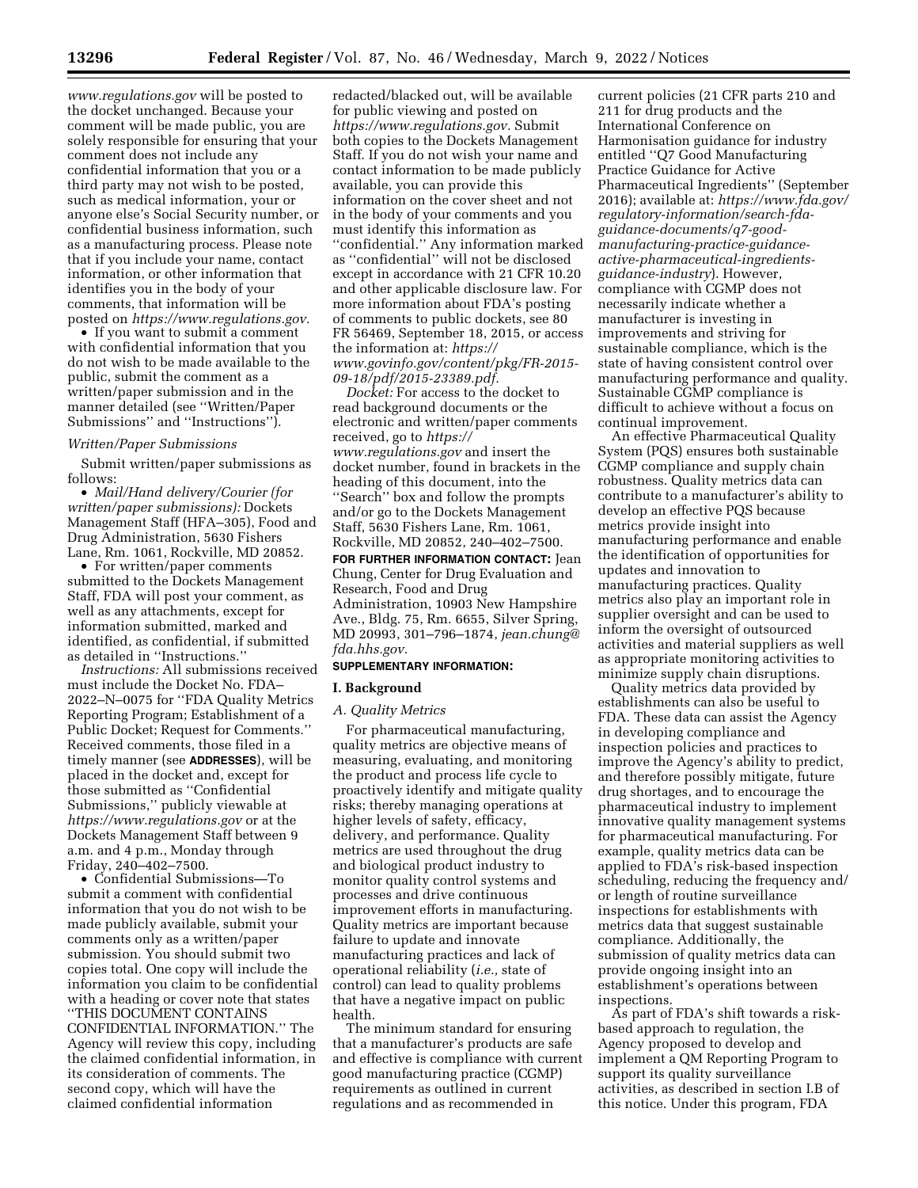*www.regulations.gov* will be posted to the docket unchanged. Because your comment will be made public, you are solely responsible for ensuring that your comment does not include any confidential information that you or a third party may not wish to be posted, such as medical information, your or anyone else's Social Security number, or confidential business information, such as a manufacturing process. Please note that if you include your name, contact information, or other information that identifies you in the body of your comments, that information will be posted on *https://www.regulations.gov.*

- If you want to submit a comment with confidential information that you do not wish to be made available to the public, submit the comment as a written/paper submission and in the manner detailed (see ''Written/Paper Submissions'' and ''Instructions'').

*Written/Paper Submissions*

Submit written/paper submissions as follows:

- *Mail/Hand delivery/Courier (for written/paper submissions):* Dockets Management Staff (HFA–305), Food and Drug Administration, 5630 Fishers Lane, Rm. 1061, Rockville, MD 20852.
- For written/paper comments submitted to the Dockets Management Staff, FDA will post your comment, as well as any attachments, except for information submitted, marked and identified, as confidential, if submitted as detailed in ''Instructions.''

*Instructions:* All submissions received must include the Docket No. FDA–2022–N–0075 for ''FDA Quality Metrics Reporting Program; Establishment of a Public Docket; Request for Comments.'' Received comments, those filed in a timely manner (see **ADDRESSES**), will be placed in the docket and, except for those submitted as ''Confidential Submissions,'' publicly viewable at *https://www.regulations.gov* or at the Dockets Management Staff between 9 a.m. and 4 p.m., Monday through Friday, 240–402–7500.

- Confidential Submissions—To submit a comment with confidential information that you do not wish to be made publicly available, submit your comments only as a written/paper submission. You should submit two copies total. One copy will include the information you claim to be confidential with a heading or cover note that states ''THIS DOCUMENT CONTAINS CONFIDENTIAL INFORMATION.'' The Agency will review this copy, including the claimed confidential information, in its consideration of comments. The second copy, which will have the claimed confidential information redacted/blacked out, will be available for public viewing and posted on *https://www.regulations.gov.* Submit both copies to the Dockets Management Staff. If you do not wish your name and contact information to be made publicly available, you can provide this information on the cover sheet and not in the body of your comments and you must identify this information as ''confidential.'' Any information marked as ''confidential'' will not be disclosed except in accordance with 21 CFR 10.20 and other applicable disclosure law. For more information about FDA's posting of comments to public dockets, see 80 FR 56469, September 18, 2015, or access the information at: *https://www.govinfo.gov/content/pkg/FR-2015-09-18/pdf/2015-23389.pdf.*

*Docket:* For access to the docket to read background documents or the electronic and written/paper comments received, go to *https://www.regulations.gov* and insert the docket number, found in brackets in the heading of this document, into the ''Search'' box and follow the prompts and/or go to the Dockets Management Staff, 5630 Fishers Lane, Rm. 1061, Rockville, MD 20852, 240–402–7500.

**FOR FURTHER INFORMATION CONTACT:** Jean Chung, Center for Drug Evaluation and Research, Food and Drug Administration, 10903 New Hampshire Ave., Bldg. 75, Rm. 6655, Silver Spring, MD 20993, 301–796–1874, *jean.chung@fda.hhs.gov.*

**SUPPLEMENTARY INFORMATION:**

## I. Background

### *A. Quality Metrics*

For pharmaceutical manufacturing, quality metrics are objective means of measuring, evaluating, and monitoring the product and process life cycle to proactively identify and mitigate quality risks; thereby managing operations at higher levels of safety, efficacy, delivery, and performance. Quality metrics are used throughout the drug and biological product industry to monitor quality control systems and processes and drive continuous improvement efforts in manufacturing. Quality metrics are important because failure to update and innovate manufacturing practices and lack of operational reliability (*i.e.,* state of control) can lead to quality problems that have a negative impact on public health.

The minimum standard for ensuring that a manufacturer's products are safe and effective is compliance with current good manufacturing practice (CGMP) requirements as outlined in current regulations and as recommended in current policies (21 CFR parts 210 and 211 for drug products and the International Conference on Harmonisation guidance for industry entitled ''Q7 Good Manufacturing Practice Guidance for Active Pharmaceutical Ingredients'' (September 2016); available at: *https://www.fda.gov/regulatory-information/search-fda-guidance-documents/q7-good-manufacturing-practice-guidance-active-pharmaceutical-ingredients-guidance-industry*). However, compliance with CGMP does not necessarily indicate whether a manufacturer is investing in improvements and striving for sustainable compliance, which is the state of having consistent control over manufacturing performance and quality. Sustainable CGMP compliance is difficult to achieve without a focus on continual improvement.

An effective Pharmaceutical Quality System (PQS) ensures both sustainable CGMP compliance and supply chain robustness. Quality metrics data can contribute to a manufacturer's ability to develop an effective PQS because metrics provide insight into manufacturing performance and enable the identification of opportunities for updates and innovation to manufacturing practices. Quality metrics also play an important role in supplier oversight and can be used to inform the oversight of outsourced activities and material suppliers as well as appropriate monitoring activities to minimize supply chain disruptions.

Quality metrics data provided by establishments can also be useful to FDA. These data can assist the Agency in developing compliance and inspection policies and practices to improve the Agency's ability to predict, and therefore possibly mitigate, future drug shortages, and to encourage the pharmaceutical industry to implement innovative quality management systems for pharmaceutical manufacturing. For example, quality metrics data can be applied to FDA's risk-based inspection scheduling, reducing the frequency and/or length of routine surveillance inspections for establishments with metrics data that suggest sustainable compliance. Additionally, the submission of quality metrics data can provide ongoing insight into an establishment's operations between inspections.

As part of FDA's shift towards a risk-based approach to regulation, the Agency proposed to develop and implement a QM Reporting Program to support its quality surveillance activities, as described in section I.B of this notice. Under this program, FDA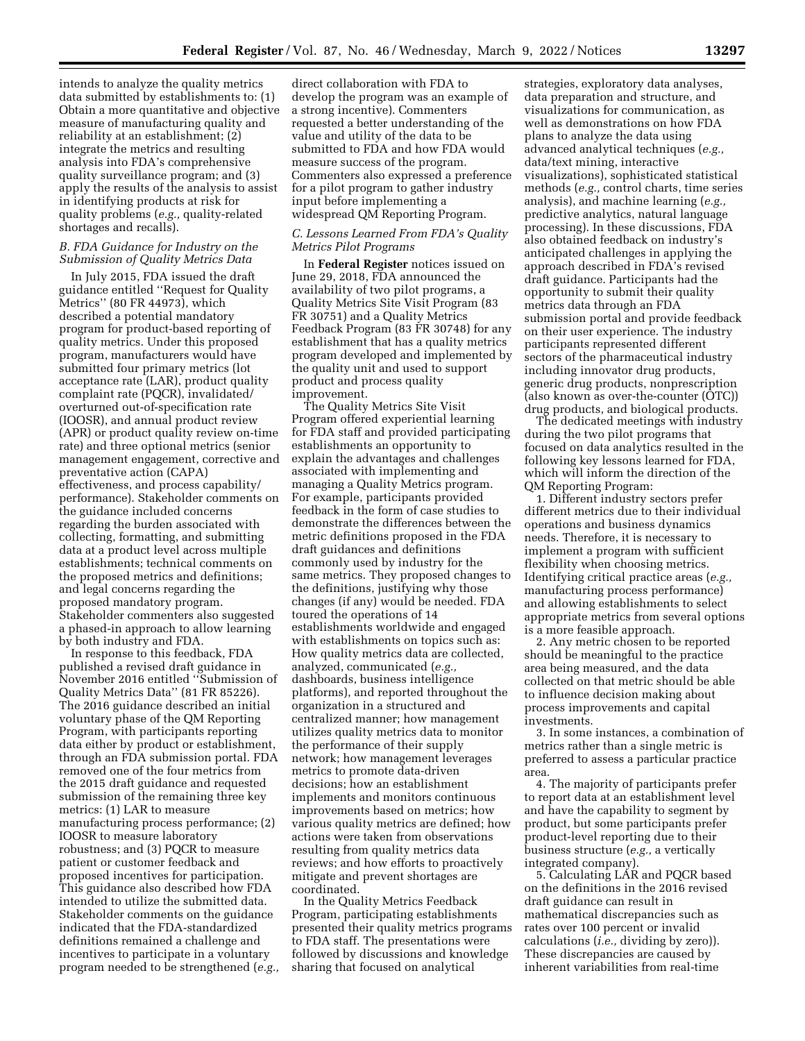intends to analyze the quality metrics data submitted by establishments to: (1) Obtain a more quantitative and objective measure of manufacturing quality and reliability at an establishment; (2) integrate the metrics and resulting analysis into FDA's comprehensive quality surveillance program; and (3) apply the results of the analysis to assist in identifying products at risk for quality problems (*e.g.,* quality-related shortages and recalls).

### *B. FDA Guidance for Industry on the Submission of Quality Metrics Data*

In July 2015, FDA issued the draft guidance entitled ''Request for Quality Metrics'' (80 FR 44973), which described a potential mandatory program for product-based reporting of quality metrics. Under this proposed program, manufacturers would have submitted four primary metrics (lot acceptance rate (LAR), product quality complaint rate (PQCR), invalidated/overturned out-of-specification rate (IOOSR), and annual product review (APR) or product quality review on-time rate) and three optional metrics (senior management engagement, corrective and preventative action (CAPA) effectiveness, and process capability/performance). Stakeholder comments on the guidance included concerns regarding the burden associated with collecting, formatting, and submitting data at a product level across multiple establishments; technical comments on the proposed metrics and definitions; and legal concerns regarding the proposed mandatory program. Stakeholder commenters also suggested a phased-in approach to allow learning by both industry and FDA.

In response to this feedback, FDA published a revised draft guidance in November 2016 entitled ''Submission of Quality Metrics Data'' (81 FR 85226). The 2016 guidance described an initial voluntary phase of the QM Reporting Program, with participants reporting data either by product or establishment, through an FDA submission portal. FDA removed one of the four metrics from the 2015 draft guidance and requested submission of the remaining three key metrics: (1) LAR to measure manufacturing process performance; (2) IOOSR to measure laboratory robustness; and (3) PQCR to measure patient or customer feedback and proposed incentives for participation. This guidance also described how FDA intended to utilize the submitted data. Stakeholder comments on the guidance indicated that the FDA-standardized definitions remained a challenge and incentives to participate in a voluntary program needed to be strengthened (*e.g.,* direct collaboration with FDA to develop the program was an example of a strong incentive). Commenters requested a better understanding of the value and utility of the data to be submitted to FDA and how FDA would measure success of the program. Commenters also expressed a preference for a pilot program to gather industry input before implementing a widespread QM Reporting Program.

### *C. Lessons Learned From FDA's Quality Metrics Pilot Programs*

In **Federal Register** notices issued on June 29, 2018, FDA announced the availability of two pilot programs, a Quality Metrics Site Visit Program (83 FR 30751) and a Quality Metrics Feedback Program (83 FR 30748) for any establishment that has a quality metrics program developed and implemented by the quality unit and used to support product and process quality improvement.

The Quality Metrics Site Visit Program offered experiential learning for FDA staff and provided participating establishments an opportunity to explain the advantages and challenges associated with implementing and managing a Quality Metrics program. For example, participants provided feedback in the form of case studies to demonstrate the differences between the metric definitions proposed in the FDA draft guidances and definitions commonly used by industry for the same metrics. They proposed changes to the definitions, justifying why those changes (if any) would be needed. FDA toured the operations of 14 establishments worldwide and engaged with establishments on topics such as: How quality metrics data are collected, analyzed, communicated (*e.g.,* dashboards, business intelligence platforms), and reported throughout the organization in a structured and centralized manner; how management utilizes quality metrics data to monitor the performance of their supply network; how management leverages metrics to promote data-driven decisions; how an establishment implements and monitors continuous improvements based on metrics; how various quality metrics are defined; how actions were taken from observations resulting from quality metrics data reviews; and how efforts to proactively mitigate and prevent shortages are coordinated.

In the Quality Metrics Feedback Program, participating establishments presented their quality metrics programs to FDA staff. The presentations were followed by discussions and knowledge sharing that focused on analytical strategies, exploratory data analyses, data preparation and structure, and visualizations for communication, as well as demonstrations on how FDA plans to analyze the data using advanced analytical techniques (*e.g.,* data/text mining, interactive visualizations), sophisticated statistical methods (*e.g.,* control charts, time series analysis), and machine learning (*e.g.,* predictive analytics, natural language processing). In these discussions, FDA also obtained feedback on industry's anticipated challenges in applying the approach described in FDA's revised draft guidance. Participants had the opportunity to submit their quality metrics data through an FDA submission portal and provide feedback on their user experience. The industry participants represented different sectors of the pharmaceutical industry including innovator drug products, generic drug products, nonprescription (also known as over-the-counter (OTC)) drug products, and biological products.

The dedicated meetings with industry during the two pilot programs that focused on data analytics resulted in the following key lessons learned for FDA, which will inform the direction of the QM Reporting Program:

1. Different industry sectors prefer different metrics due to their individual operations and business dynamics needs. Therefore, it is necessary to implement a program with sufficient flexibility when choosing metrics. Identifying critical practice areas (*e.g.,* manufacturing process performance) and allowing establishments to select appropriate metrics from several options is a more feasible approach.

2. Any metric chosen to be reported should be meaningful to the practice area being measured, and the data collected on that metric should be able to influence decision making about process improvements and capital investments.

3. In some instances, a combination of metrics rather than a single metric is preferred to assess a particular practice area.

4. The majority of participants prefer to report data at an establishment level and have the capability to segment by product, but some participants prefer product-level reporting due to their business structure (*e.g.,* a vertically integrated company).

5. Calculating LAR and PQCR based on the definitions in the 2016 revised draft guidance can result in mathematical discrepancies such as rates over 100 percent or invalid calculations (*i.e.,* dividing by zero)). These discrepancies are caused by inherent variabilities from real-time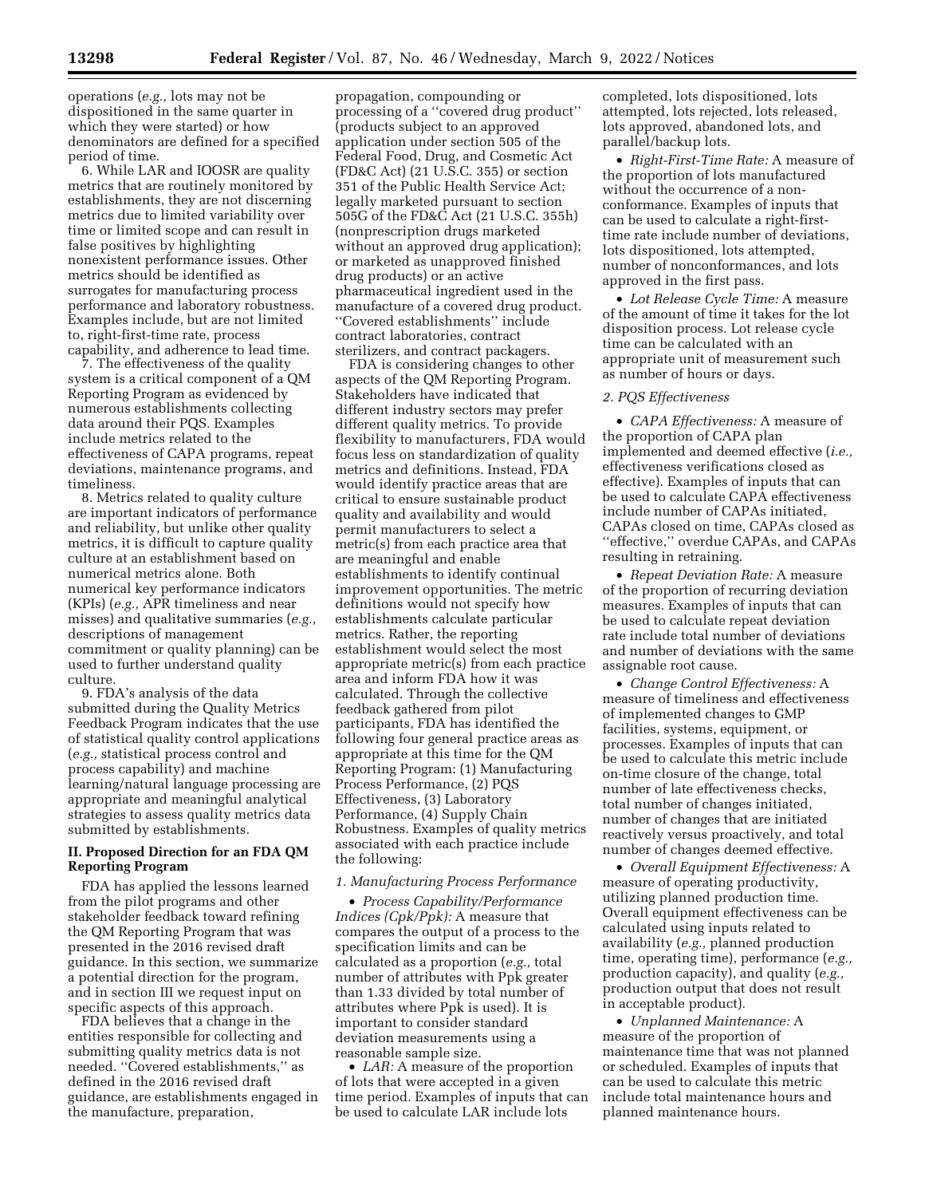operations (*e.g.,* lots may not be dispositioned in the same quarter in which they were started) or how denominators are defined for a specified period of time.

6. While LAR and IOOSR are quality metrics that are routinely monitored by establishments, they are not discerning metrics due to limited variability over time or limited scope and can result in false positives by highlighting nonexistent performance issues. Other metrics should be identified as surrogates for manufacturing process performance and laboratory robustness. Examples include, but are not limited to, right-first-time rate, process capability, and adherence to lead time.

7. The effectiveness of the quality system is a critical component of a QM Reporting Program as evidenced by numerous establishments collecting data around their PQS. Examples include metrics related to the effectiveness of CAPA programs, repeat deviations, maintenance programs, and timeliness.

8. Metrics related to quality culture are important indicators of performance and reliability, but unlike other quality metrics, it is difficult to capture quality culture at an establishment based on numerical metrics alone. Both numerical key performance indicators (KPIs) (*e.g.,* APR timeliness and near misses) and qualitative summaries (*e.g.,* descriptions of management commitment or quality planning) can be used to further understand quality culture.

9. FDA's analysis of the data submitted during the Quality Metrics Feedback Program indicates that the use of statistical quality control applications (*e.g.,* statistical process control and process capability) and machine learning/natural language processing are appropriate and meaningful analytical strategies to assess quality metrics data submitted by establishments.

## II. Proposed Direction for an FDA QM Reporting Program

FDA has applied the lessons learned from the pilot programs and other stakeholder feedback toward refining the QM Reporting Program that was presented in the 2016 revised draft guidance. In this section, we summarize a potential direction for the program, and in section III we request input on specific aspects of this approach.

FDA believes that a change in the entities responsible for collecting and submitting quality metrics data is not needed. "Covered establishments," as defined in the 2016 revised draft guidance, are establishments engaged in the manufacture, preparation, propagation, compounding or processing of a "covered drug product" (products subject to an approved application under section 505 of the Federal Food, Drug, and Cosmetic Act (FD&C Act) (21 U.S.C. 355) or section 351 of the Public Health Service Act; legally marketed pursuant to section 505G of the FD&C Act (21 U.S.C. 355h) (nonprescription drugs marketed without an approved drug application); or marketed as unapproved finished drug products) or an active pharmaceutical ingredient used in the manufacture of a covered drug product. "Covered establishments" include contract laboratories, contract sterilizers, and contract packagers.

FDA is considering changes to other aspects of the QM Reporting Program. Stakeholders have indicated that different industry sectors may prefer different quality metrics. To provide flexibility to manufacturers, FDA would focus less on standardization of quality metrics and definitions. Instead, FDA would identify practice areas that are critical to ensure sustainable product quality and availability and would permit manufacturers to select a metric(s) from each practice area that are meaningful and enable establishments to identify continual improvement opportunities. The metric definitions would not specify how establishments calculate particular metrics. Rather, the reporting establishment would select the most appropriate metric(s) from each practice area and inform FDA how it was calculated. Through the collective feedback gathered from pilot participants, FDA has identified the following four general practice areas as appropriate at this time for the QM Reporting Program: (1) Manufacturing Process Performance, (2) PQS Effectiveness, (3) Laboratory Performance, (4) Supply Chain Robustness. Examples of quality metrics associated with each practice include the following:

### *1. Manufacturing Process Performance*

- *Process Capability/Performance Indices (Cpk/Ppk):* A measure that compares the output of a process to the specification limits and can be calculated as a proportion (*e.g.,* total number of attributes with Ppk greater than 1.33 divided by total number of attributes where Ppk is used). It is important to consider standard deviation measurements using a reasonable sample size.
- *LAR:* A measure of the proportion of lots that were accepted in a given time period. Examples of inputs that can be used to calculate LAR include lots completed, lots dispositioned, lots attempted, lots rejected, lots released, lots approved, abandoned lots, and parallel/backup lots.
- *Right-First-Time Rate:* A measure of the proportion of lots manufactured without the occurrence of a non-conformance. Examples of inputs that can be used to calculate a right-first-time rate include number of deviations, lots dispositioned, lots attempted, number of nonconformances, and lots approved in the first pass.
- *Lot Release Cycle Time:* A measure of the amount of time it takes for the lot disposition process. Lot release cycle time can be calculated with an appropriate unit of measurement such as number of hours or days.

### *2. PQS Effectiveness*

- *CAPA Effectiveness:* A measure of the proportion of CAPA plan implemented and deemed effective (*i.e.,* effectiveness verifications closed as effective). Examples of inputs that can be used to calculate CAPA effectiveness include number of CAPAs initiated, CAPAs closed on time, CAPAs closed as "effective," overdue CAPAs, and CAPAs resulting in retraining.
- *Repeat Deviation Rate:* A measure of the proportion of recurring deviation measures. Examples of inputs that can be used to calculate repeat deviation rate include total number of deviations and number of deviations with the same assignable root cause.
- *Change Control Effectiveness:* A measure of timeliness and effectiveness of implemented changes to GMP facilities, systems, equipment, or processes. Examples of inputs that can be used to calculate this metric include on-time closure of the change, total number of late effectiveness checks, total number of changes initiated, number of changes that are initiated reactively versus proactively, and total number of changes deemed effective.
- *Overall Equipment Effectiveness:* A measure of operating productivity, utilizing planned production time. Overall equipment effectiveness can be calculated using inputs related to availability (*e.g.,* planned production time, operating time), performance (*e.g.,* production capacity), and quality (*e.g.,* production output that does not result in acceptable product).
- *Unplanned Maintenance:* A measure of the proportion of maintenance time that was not planned or scheduled. Examples of inputs that can be used to calculate this metric include total maintenance hours and planned maintenance hours.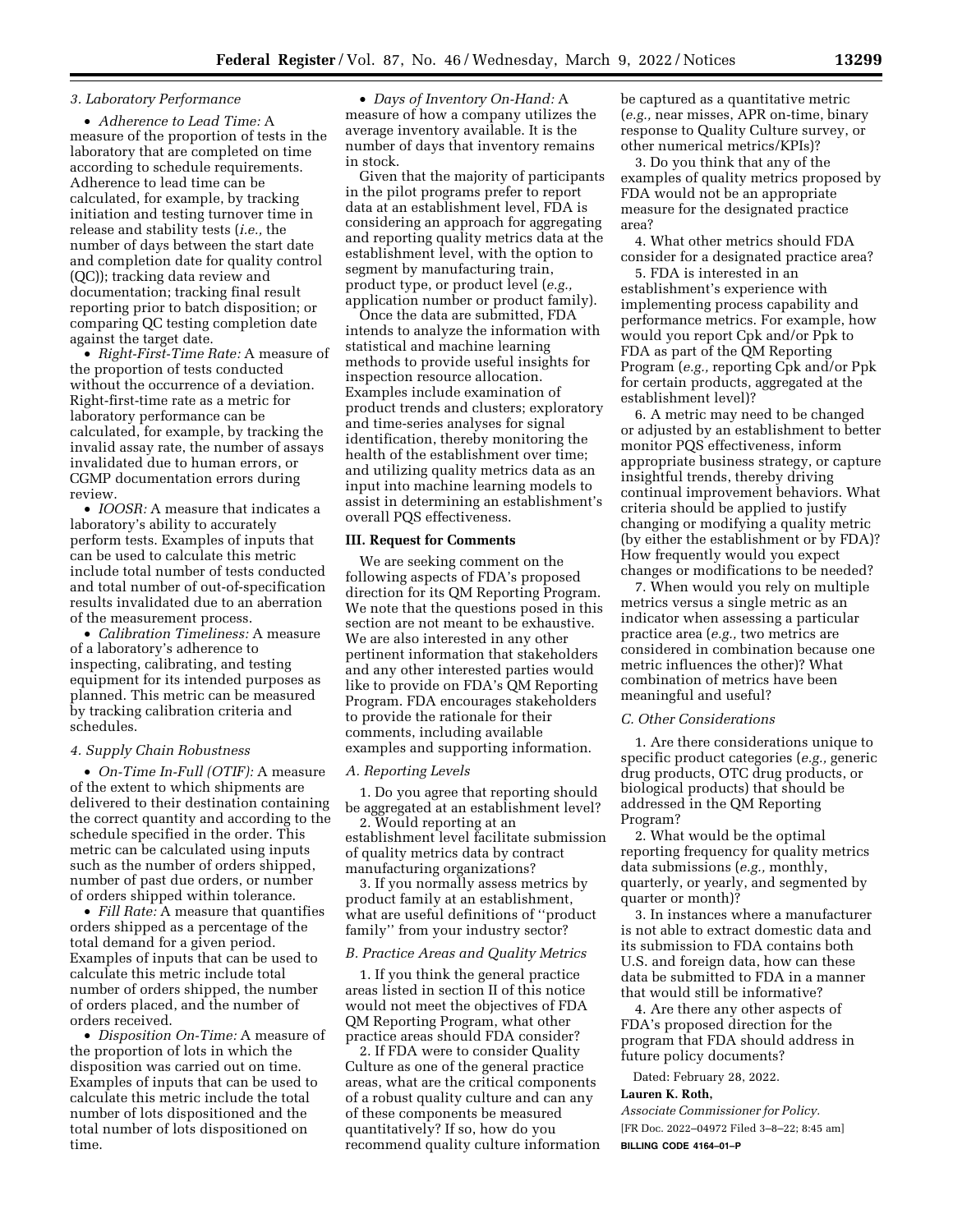### 3. Laboratory Performance

- *Adherence to Lead Time:* A measure of the proportion of tests in the laboratory that are completed on time according to schedule requirements. Adherence to lead time can be calculated, for example, by tracking initiation and testing turnover time in release and stability tests (*i.e.,* the number of days between the start date and completion date for quality control (QC)); tracking data review and documentation; tracking final result reporting prior to batch disposition; or comparing QC testing completion date against the target date.
- *Right-First-Time Rate:* A measure of the proportion of tests conducted without the occurrence of a deviation. Right-first-time rate as a metric for laboratory performance can be calculated, for example, by tracking the invalid assay rate, the number of assays invalidated due to human errors, or CGMP documentation errors during review.
- *IOOSR:* A measure that indicates a laboratory's ability to accurately perform tests. Examples of inputs that can be used to calculate this metric include total number of tests conducted and total number of out-of-specification results invalidated due to an aberration of the measurement process.
- *Calibration Timeliness:* A measure of a laboratory's adherence to inspecting, calibrating, and testing equipment for its intended purposes as planned. This metric can be measured by tracking calibration criteria and schedules.

### 4. Supply Chain Robustness

- *On-Time In-Full (OTIF):* A measure of the extent to which shipments are delivered to their destination containing the correct quantity and according to the schedule specified in the order. This metric can be calculated using inputs such as the number of orders shipped, number of past due orders, or number of orders shipped within tolerance.
- *Fill Rate:* A measure that quantifies orders shipped as a percentage of the total demand for a given period. Examples of inputs that can be used to calculate this metric include total number of orders shipped, the number of orders placed, and the number of orders received.
- *Disposition On-Time:* A measure of the proportion of lots in which the disposition was carried out on time. Examples of inputs that can be used to calculate this metric include the total number of lots dispositioned and the total number of lots dispositioned on time.
- *Days of Inventory On-Hand:* A measure of how a company utilizes the average inventory available. It is the number of days that inventory remains in stock.

Given that the majority of participants in the pilot programs prefer to report data at an establishment level, FDA is considering an approach for aggregating and reporting quality metrics data at the establishment level, with the option to segment by manufacturing train, product type, or product level (*e.g.,* application number or product family).

Once the data are submitted, FDA intends to analyze the information with statistical and machine learning methods to provide useful insights for inspection resource allocation. Examples include examination of product trends and clusters; exploratory and time-series analyses for signal identification, thereby monitoring the health of the establishment over time; and utilizing quality metrics data as an input into machine learning models to assist in determining an establishment's overall PQS effectiveness.

## III. Request for Comments

We are seeking comment on the following aspects of FDA's proposed direction for its QM Reporting Program. We note that the questions posed in this section are not meant to be exhaustive. We are also interested in any other pertinent information that stakeholders and any other interested parties would like to provide on FDA's QM Reporting Program. FDA encourages stakeholders to provide the rationale for their comments, including available examples and supporting information.

### A. Reporting Levels

1. Do you agree that reporting should be aggregated at an establishment level?
2. Would reporting at an establishment level facilitate submission of quality metrics data by contract manufacturing organizations?
3. If you normally assess metrics by product family at an establishment, what are useful definitions of "product family" from your industry sector?

### B. Practice Areas and Quality Metrics

1. If you think the general practice areas listed in section II of this notice would not meet the objectives of FDA QM Reporting Program, what other practice areas should FDA consider?
2. If FDA were to consider Quality Culture as one of the general practice areas, what are the critical components of a robust quality culture and can any of these components be measured quantitatively? If so, how do you recommend quality culture information be captured as a quantitative metric (*e.g.,* near misses, APR on-time, binary response to Quality Culture survey, or other numerical metrics/KPIs)?
3. Do you think that any of the examples of quality metrics proposed by FDA would not be an appropriate measure for the designated practice area?
4. What other metrics should FDA consider for a designated practice area?
5. FDA is interested in an establishment's experience with implementing process capability and performance metrics. For example, how would you report Cpk and/or Ppk to FDA as part of the QM Reporting Program (*e.g.,* reporting Cpk and/or Ppk for certain products, aggregated at the establishment level)?
6. A metric may need to be changed or adjusted by an establishment to better monitor PQS effectiveness, inform appropriate business strategy, or capture insightful trends, thereby driving continual improvement behaviors. What criteria should be applied to justify changing or modifying a quality metric (by either the establishment or by FDA)? How frequently would you expect changes or modifications to be needed?
7. When would you rely on multiple metrics versus a single metric as an indicator when assessing a particular practice area (*e.g.,* two metrics are considered in combination because one metric influences the other)? What combination of metrics have been meaningful and useful?

### C. Other Considerations

1. Are there considerations unique to specific product categories (*e.g.,* generic drug products, OTC drug products, or biological products) that should be addressed in the QM Reporting Program?
2. What would be the optimal reporting frequency for quality metrics data submissions (*e.g.,* monthly, quarterly, or yearly, and segmented by quarter or month)?
3. In instances where a manufacturer is not able to extract domestic data and its submission to FDA contains both U.S. and foreign data, how can these data be submitted to FDA in a manner that would still be informative?
4. Are there any other aspects of FDA's proposed direction for the program that FDA should address in future policy documents?

Dated: February 28, 2022.

**Lauren K. Roth,**

*Associate Commissioner for Policy.*

[FR Doc. 2022–04972 Filed 3–8–22; 8:45 am]

**BILLING CODE 4164–01–P**